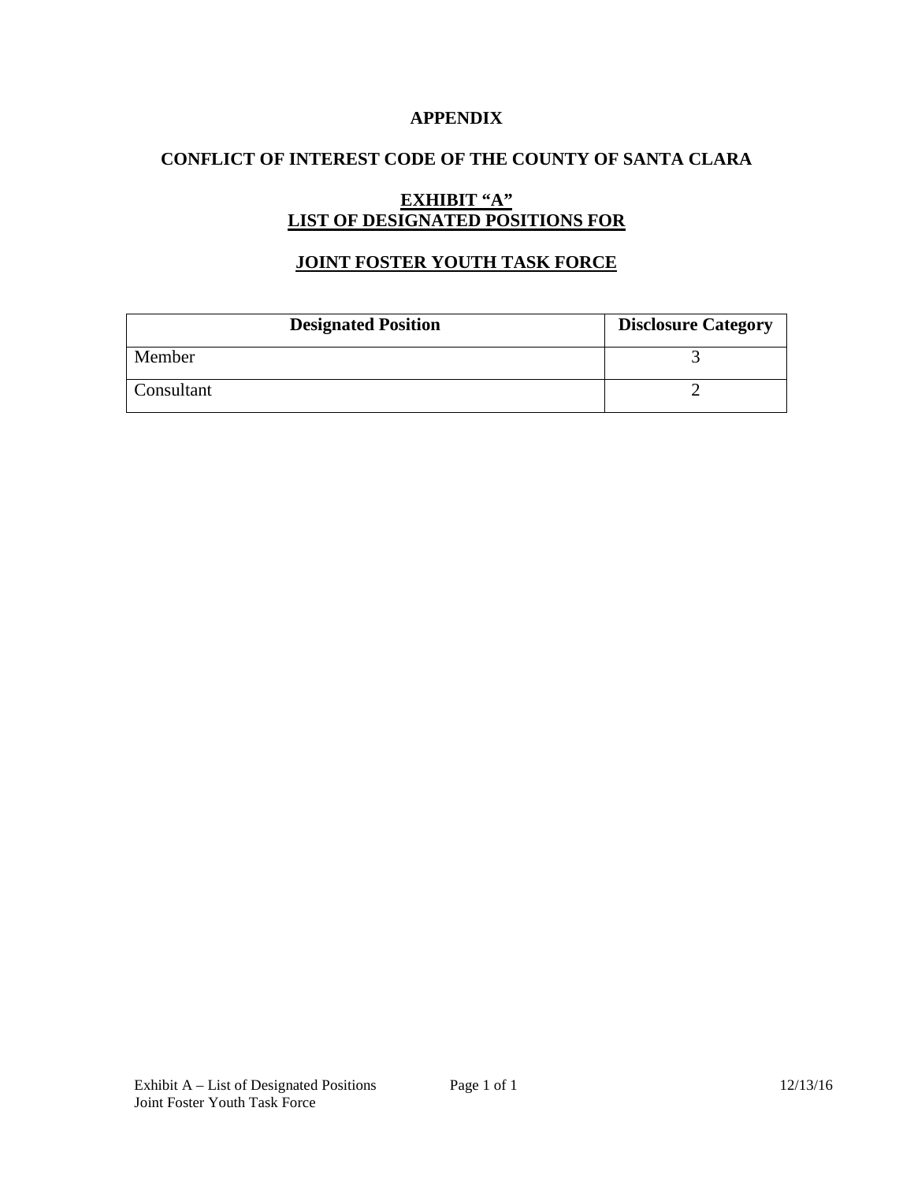# APPENDIX

## CONFLICT OF INTEREST CODE OF THE COUNTY OF SANTA CLARA

### EXHIBIT "A"
### LIST OF DESIGNATED POSITIONS FOR

### JOINT FOSTER YOUTH TASK FORCE

| Designated Position | Disclosure Category |
|---|---|
| Member | 3 |
| Consultant | 2 |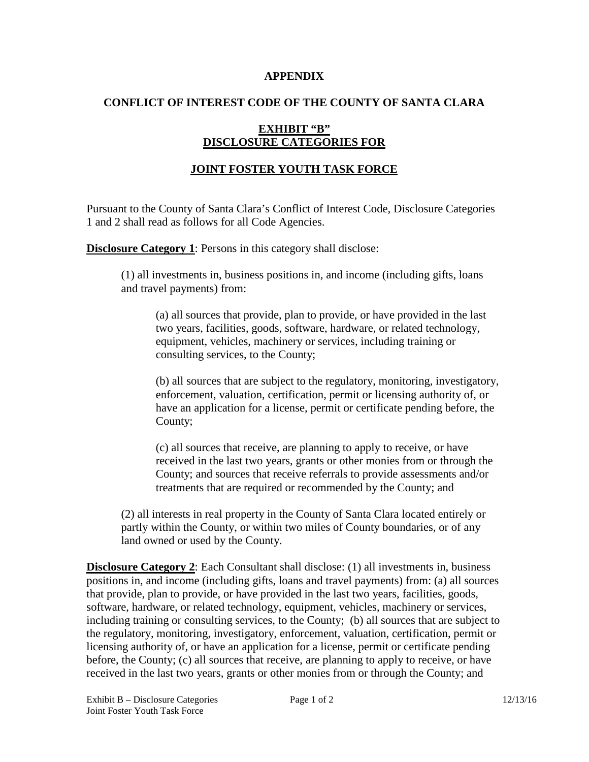# APPENDIX

## CONFLICT OF INTEREST CODE OF THE COUNTY OF SANTA CLARA

## EXHIBIT "B"
## DISCLOSURE CATEGORIES FOR

## JOINT FOSTER YOUTH TASK FORCE

Pursuant to the County of Santa Clara's Conflict of Interest Code, Disclosure Categories 1 and 2 shall read as follows for all Code Agencies.

**Disclosure Category 1**: Persons in this category shall disclose:

(1) all investments in, business positions in, and income (including gifts, loans and travel payments) from:

(a) all sources that provide, plan to provide, or have provided in the last two years, facilities, goods, software, hardware, or related technology, equipment, vehicles, machinery or services, including training or consulting services, to the County;

(b) all sources that are subject to the regulatory, monitoring, investigatory, enforcement, valuation, certification, permit or licensing authority of, or have an application for a license, permit or certificate pending before, the County;

(c) all sources that receive, are planning to apply to receive, or have received in the last two years, grants or other monies from or through the County; and sources that receive referrals to provide assessments and/or treatments that are required or recommended by the County; and

(2) all interests in real property in the County of Santa Clara located entirely or partly within the County, or within two miles of County boundaries, or of any land owned or used by the County.

**Disclosure Category 2**: Each Consultant shall disclose: (1) all investments in, business positions in, and income (including gifts, loans and travel payments) from: (a) all sources that provide, plan to provide, or have provided in the last two years, facilities, goods, software, hardware, or related technology, equipment, vehicles, machinery or services, including training or consulting services, to the County; (b) all sources that are subject to the regulatory, monitoring, investigatory, enforcement, valuation, certification, permit or licensing authority of, or have an application for a license, permit or certificate pending before, the County; (c) all sources that receive, are planning to apply to receive, or have received in the last two years, grants or other monies from or through the County; and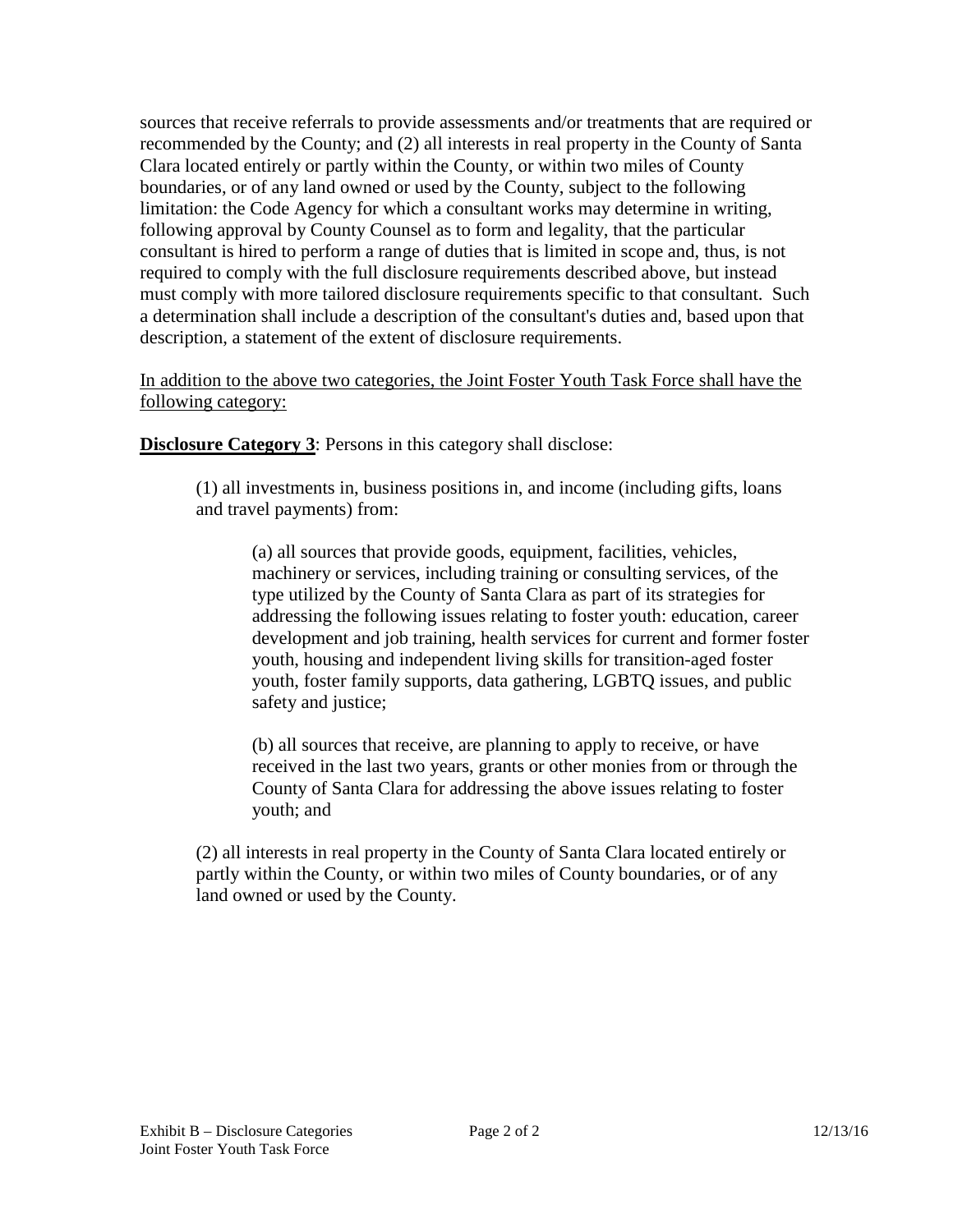sources that receive referrals to provide assessments and/or treatments that are required or recommended by the County; and (2) all interests in real property in the County of Santa Clara located entirely or partly within the County, or within two miles of County boundaries, or of any land owned or used by the County, subject to the following limitation: the Code Agency for which a consultant works may determine in writing, following approval by County Counsel as to form and legality, that the particular consultant is hired to perform a range of duties that is limited in scope and, thus, is not required to comply with the full disclosure requirements described above, but instead must comply with more tailored disclosure requirements specific to that consultant. Such a determination shall include a description of the consultant's duties and, based upon that description, a statement of the extent of disclosure requirements.

<u>In addition to the above two categories, the Joint Foster Youth Task Force shall have the following category:</u>

**<u>Disclosure Category 3</u>**: Persons in this category shall disclose:

(1) all investments in, business positions in, and income (including gifts, loans and travel payments) from:

(a) all sources that provide goods, equipment, facilities, vehicles, machinery or services, including training or consulting services, of the type utilized by the County of Santa Clara as part of its strategies for addressing the following issues relating to foster youth: education, career development and job training, health services for current and former foster youth, housing and independent living skills for transition-aged foster youth, foster family supports, data gathering, LGBTQ issues, and public safety and justice;

(b) all sources that receive, are planning to apply to receive, or have received in the last two years, grants or other monies from or through the County of Santa Clara for addressing the above issues relating to foster youth; and

(2) all interests in real property in the County of Santa Clara located entirely or partly within the County, or within two miles of County boundaries, or of any land owned or used by the County.